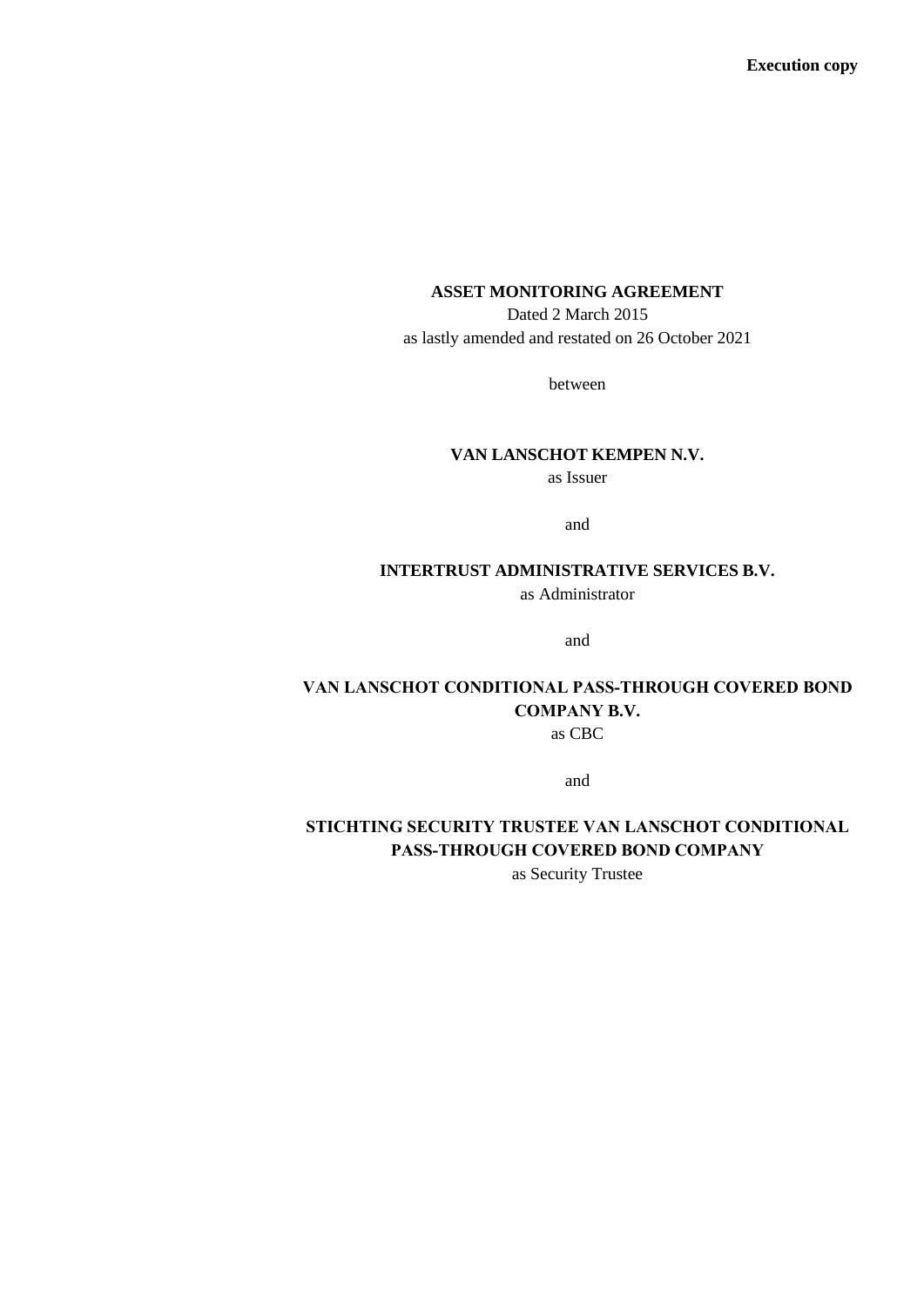**Execution copy**

# ASSET MONITORING AGREEMENT

Dated 2 March 2015

as lastly amended and restated on 26 October 2021

between

**VAN LANSCHOT KEMPEN N.V.**

as Issuer

and

**INTERTRUST ADMINISTRATIVE SERVICES B.V.**

as Administrator

and

**VAN LANSCHOT CONDITIONAL PASS-THROUGH COVERED BOND COMPANY B.V.**

as CBC

and

**STICHTING SECURITY TRUSTEE VAN LANSCHOT CONDITIONAL PASS-THROUGH COVERED BOND COMPANY**

as Security Trustee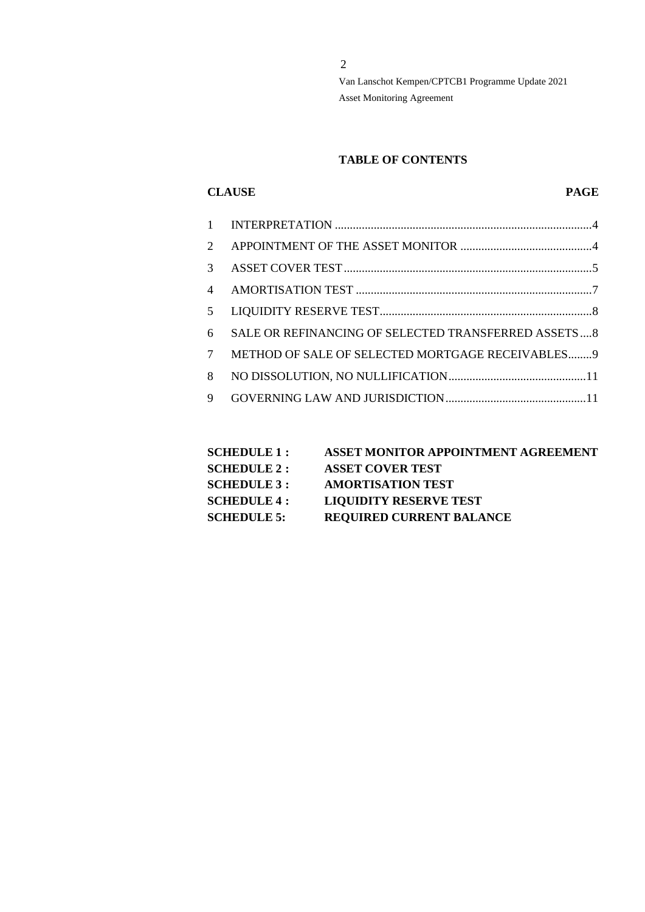## TABLE OF CONTENTS

| CLAUSE | | PAGE |
|---|---|---|
| 1 | INTERPRETATION | 4 |
| 2 | APPOINTMENT OF THE ASSET MONITOR | 4 |
| 3 | ASSET COVER TEST | 5 |
| 4 | AMORTISATION TEST | 7 |
| 5 | LIQUIDITY RESERVE TEST | 8 |
| 6 | SALE OR REFINANCING OF SELECTED TRANSFERRED ASSETS | 8 |
| 7 | METHOD OF SALE OF SELECTED MORTGAGE RECEIVABLES | 9 |
| 8 | NO DISSOLUTION, NO NULLIFICATION | 11 |
| 9 | GOVERNING LAW AND JURISDICTION | 11 |

**SCHEDULE 1 :** **ASSET MONITOR APPOINTMENT AGREEMENT**
**SCHEDULE 2 :** **ASSET COVER TEST**
**SCHEDULE 3 :** **AMORTISATION TEST**
**SCHEDULE 4 :** **LIQUIDITY RESERVE TEST**
**SCHEDULE 5:** **REQUIRED CURRENT BALANCE**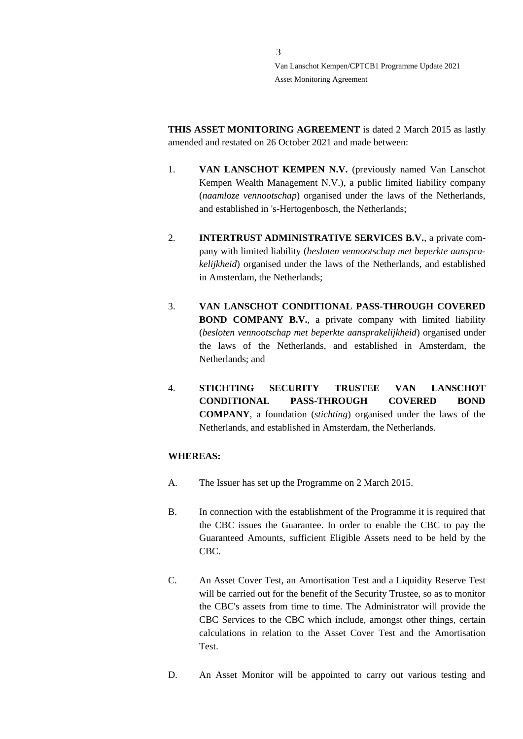**THIS ASSET MONITORING AGREEMENT** is dated 2 March 2015 as lastly amended and restated on 26 October 2021 and made between:

1. **VAN LANSCHOT KEMPEN N.V.** (previously named Van Lanschot Kempen Wealth Management N.V.), a public limited liability company (*naamloze vennootschap*) organised under the laws of the Netherlands, and established in 's-Hertogenbosch, the Netherlands;

2. **INTERTRUST ADMINISTRATIVE SERVICES B.V.**, a private company with limited liability (*besloten vennootschap met beperkte aansprakelijkheid*) organised under the laws of the Netherlands, and established in Amsterdam, the Netherlands;

3. **VAN LANSCHOT CONDITIONAL PASS-THROUGH COVERED BOND COMPANY B.V.**, a private company with limited liability (*besloten vennootschap met beperkte aansprakelijkheid*) organised under the laws of the Netherlands, and established in Amsterdam, the Netherlands; and

4. **STICHTING SECURITY TRUSTEE VAN LANSCHOT CONDITIONAL PASS-THROUGH COVERED BOND COMPANY**, a foundation (*stichting*) organised under the laws of the Netherlands, and established in Amsterdam, the Netherlands.

**WHEREAS:**

A. The Issuer has set up the Programme on 2 March 2015.

B. In connection with the establishment of the Programme it is required that the CBC issues the Guarantee. In order to enable the CBC to pay the Guaranteed Amounts, sufficient Eligible Assets need to be held by the CBC.

C. An Asset Cover Test, an Amortisation Test and a Liquidity Reserve Test will be carried out for the benefit of the Security Trustee, so as to monitor the CBC's assets from time to time. The Administrator will provide the CBC Services to the CBC which include, amongst other things, certain calculations in relation to the Asset Cover Test and the Amortisation Test.

D. An Asset Monitor will be appointed to carry out various testing and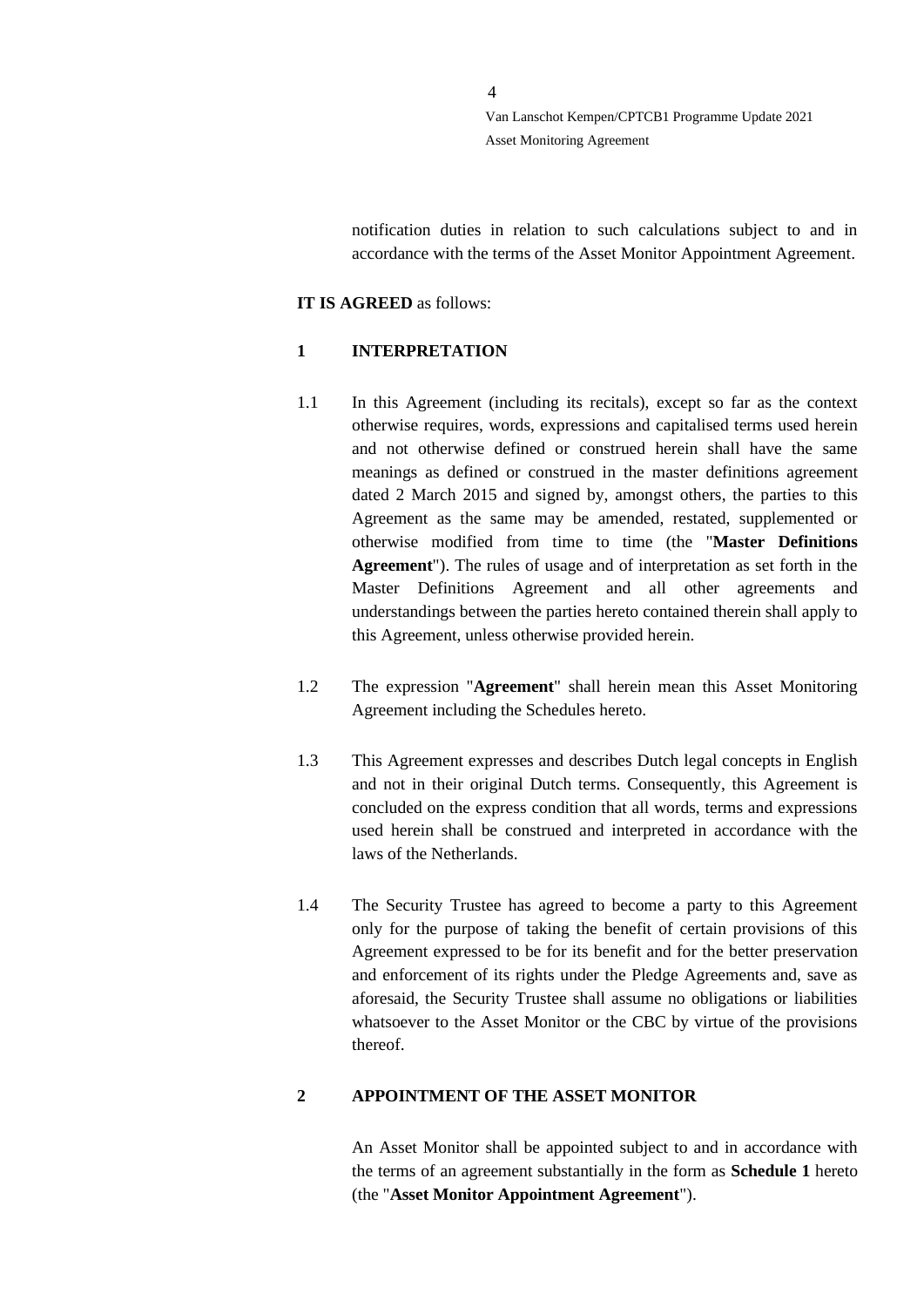notification duties in relation to such calculations subject to and in accordance with the terms of the Asset Monitor Appointment Agreement.

**IT IS AGREED** as follows:

## 1 INTERPRETATION

1.1 In this Agreement (including its recitals), except so far as the context otherwise requires, words, expressions and capitalised terms used herein and not otherwise defined or construed herein shall have the same meanings as defined or construed in the master definitions agreement dated 2 March 2015 and signed by, amongst others, the parties to this Agreement as the same may be amended, restated, supplemented or otherwise modified from time to time (the "**Master Definitions Agreement**"). The rules of usage and of interpretation as set forth in the Master Definitions Agreement and all other agreements and understandings between the parties hereto contained therein shall apply to this Agreement, unless otherwise provided herein.

1.2 The expression "**Agreement**" shall herein mean this Asset Monitoring Agreement including the Schedules hereto.

1.3 This Agreement expresses and describes Dutch legal concepts in English and not in their original Dutch terms. Consequently, this Agreement is concluded on the express condition that all words, terms and expressions used herein shall be construed and interpreted in accordance with the laws of the Netherlands.

1.4 The Security Trustee has agreed to become a party to this Agreement only for the purpose of taking the benefit of certain provisions of this Agreement expressed to be for its benefit and for the better preservation and enforcement of its rights under the Pledge Agreements and, save as aforesaid, the Security Trustee shall assume no obligations or liabilities whatsoever to the Asset Monitor or the CBC by virtue of the provisions thereof.

## 2 APPOINTMENT OF THE ASSET MONITOR

An Asset Monitor shall be appointed subject to and in accordance with the terms of an agreement substantially in the form as **Schedule 1** hereto (the "**Asset Monitor Appointment Agreement**").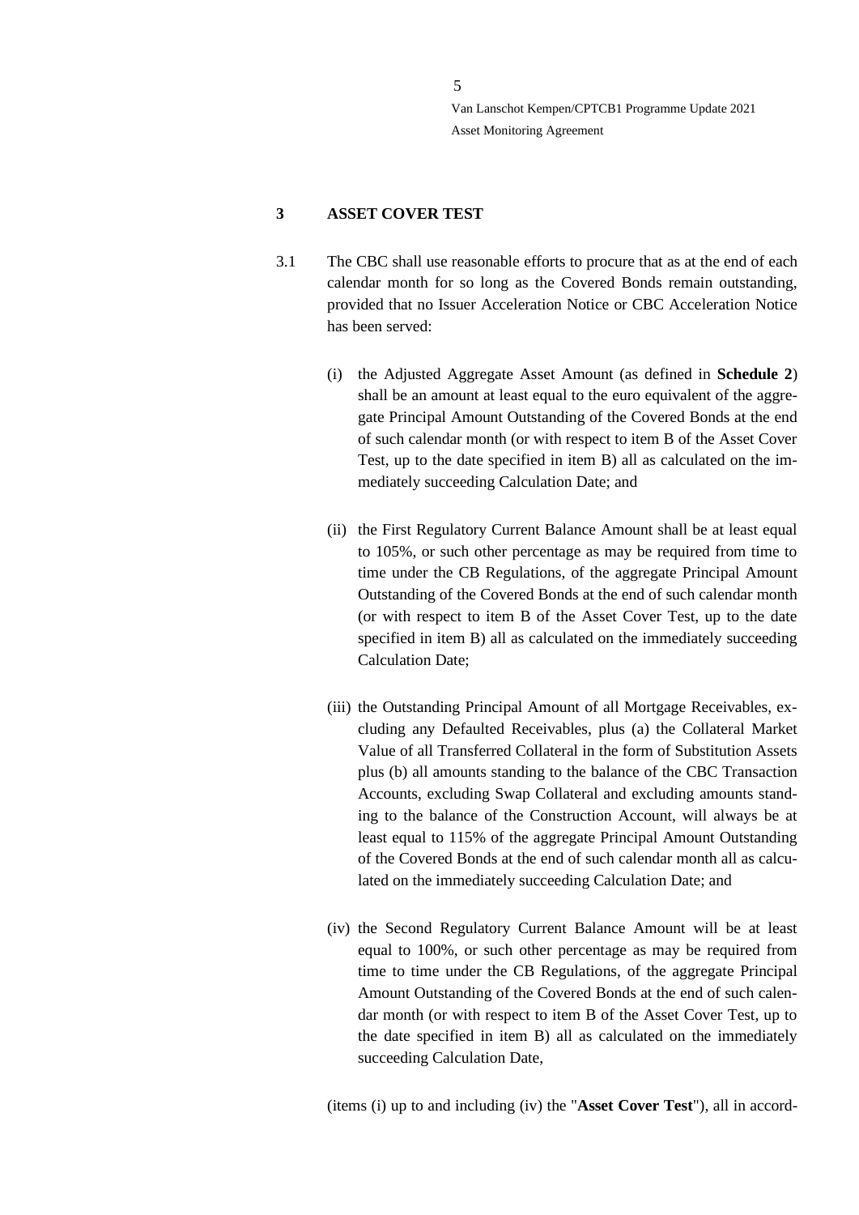## 3 ASSET COVER TEST

3.1 The CBC shall use reasonable efforts to procure that as at the end of each calendar month for so long as the Covered Bonds remain outstanding, provided that no Issuer Acceleration Notice or CBC Acceleration Notice has been served:

(i) the Adjusted Aggregate Asset Amount (as defined in **Schedule 2**) shall be an amount at least equal to the euro equivalent of the aggregate Principal Amount Outstanding of the Covered Bonds at the end of such calendar month (or with respect to item B of the Asset Cover Test, up to the date specified in item B) all as calculated on the immediately succeeding Calculation Date; and

(ii) the First Regulatory Current Balance Amount shall be at least equal to 105%, or such other percentage as may be required from time to time under the CB Regulations, of the aggregate Principal Amount Outstanding of the Covered Bonds at the end of such calendar month (or with respect to item B of the Asset Cover Test, up to the date specified in item B) all as calculated on the immediately succeeding Calculation Date;

(iii) the Outstanding Principal Amount of all Mortgage Receivables, excluding any Defaulted Receivables, plus (a) the Collateral Market Value of all Transferred Collateral in the form of Substitution Assets plus (b) all amounts standing to the balance of the CBC Transaction Accounts, excluding Swap Collateral and excluding amounts standing to the balance of the Construction Account, will always be at least equal to 115% of the aggregate Principal Amount Outstanding of the Covered Bonds at the end of such calendar month all as calculated on the immediately succeeding Calculation Date; and

(iv) the Second Regulatory Current Balance Amount will be at least equal to 100%, or such other percentage as may be required from time to time under the CB Regulations, of the aggregate Principal Amount Outstanding of the Covered Bonds at the end of such calendar month (or with respect to item B of the Asset Cover Test, up to the date specified in item B) all as calculated on the immediately succeeding Calculation Date,

(items (i) up to and including (iv) the "**Asset Cover Test**"), all in accord-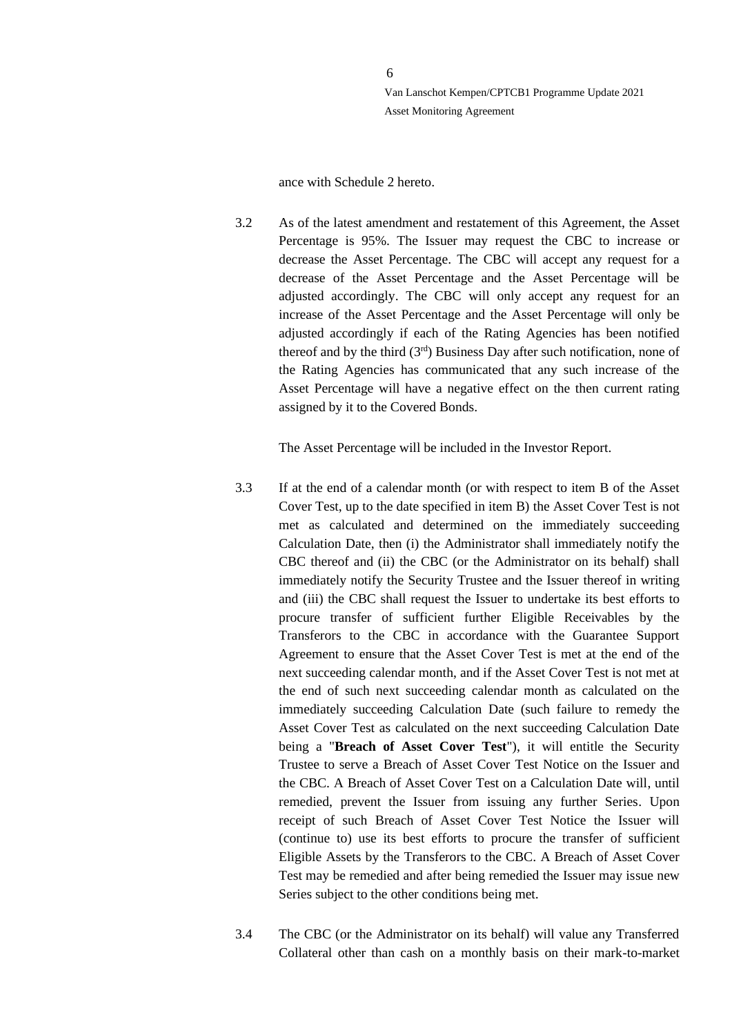ance with Schedule 2 hereto.

3.2 As of the latest amendment and restatement of this Agreement, the Asset Percentage is 95%. The Issuer may request the CBC to increase or decrease the Asset Percentage. The CBC will accept any request for a decrease of the Asset Percentage and the Asset Percentage will be adjusted accordingly. The CBC will only accept any request for an increase of the Asset Percentage and the Asset Percentage will only be adjusted accordingly if each of the Rating Agencies has been notified thereof and by the third (3rd) Business Day after such notification, none of the Rating Agencies has communicated that any such increase of the Asset Percentage will have a negative effect on the then current rating assigned by it to the Covered Bonds.

The Asset Percentage will be included in the Investor Report.

3.3 If at the end of a calendar month (or with respect to item B of the Asset Cover Test, up to the date specified in item B) the Asset Cover Test is not met as calculated and determined on the immediately succeeding Calculation Date, then (i) the Administrator shall immediately notify the CBC thereof and (ii) the CBC (or the Administrator on its behalf) shall immediately notify the Security Trustee and the Issuer thereof in writing and (iii) the CBC shall request the Issuer to undertake its best efforts to procure transfer of sufficient further Eligible Receivables by the Transferors to the CBC in accordance with the Guarantee Support Agreement to ensure that the Asset Cover Test is met at the end of the next succeeding calendar month, and if the Asset Cover Test is not met at the end of such next succeeding calendar month as calculated on the immediately succeeding Calculation Date (such failure to remedy the Asset Cover Test as calculated on the next succeeding Calculation Date being a "**Breach of Asset Cover Test**"), it will entitle the Security Trustee to serve a Breach of Asset Cover Test Notice on the Issuer and the CBC. A Breach of Asset Cover Test on a Calculation Date will, until remedied, prevent the Issuer from issuing any further Series. Upon receipt of such Breach of Asset Cover Test Notice the Issuer will (continue to) use its best efforts to procure the transfer of sufficient Eligible Assets by the Transferors to the CBC. A Breach of Asset Cover Test may be remedied and after being remedied the Issuer may issue new Series subject to the other conditions being met.

3.4 The CBC (or the Administrator on its behalf) will value any Transferred Collateral other than cash on a monthly basis on their mark-to-market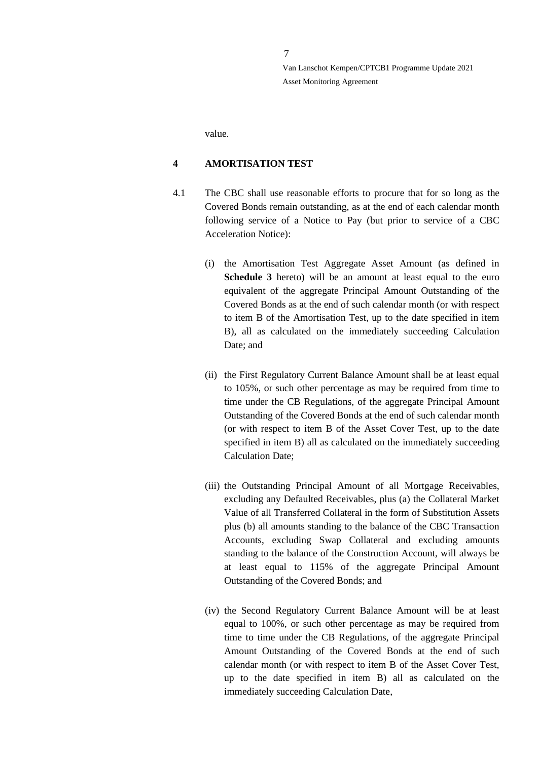value.

## 4 AMORTISATION TEST

4.1 The CBC shall use reasonable efforts to procure that for so long as the Covered Bonds remain outstanding, as at the end of each calendar month following service of a Notice to Pay (but prior to service of a CBC Acceleration Notice):

(i) the Amortisation Test Aggregate Asset Amount (as defined in **Schedule 3** hereto) will be an amount at least equal to the euro equivalent of the aggregate Principal Amount Outstanding of the Covered Bonds as at the end of such calendar month (or with respect to item B of the Amortisation Test, up to the date specified in item B), all as calculated on the immediately succeeding Calculation Date; and

(ii) the First Regulatory Current Balance Amount shall be at least equal to 105%, or such other percentage as may be required from time to time under the CB Regulations, of the aggregate Principal Amount Outstanding of the Covered Bonds at the end of such calendar month (or with respect to item B of the Asset Cover Test, up to the date specified in item B) all as calculated on the immediately succeeding Calculation Date;

(iii) the Outstanding Principal Amount of all Mortgage Receivables, excluding any Defaulted Receivables, plus (a) the Collateral Market Value of all Transferred Collateral in the form of Substitution Assets plus (b) all amounts standing to the balance of the CBC Transaction Accounts, excluding Swap Collateral and excluding amounts standing to the balance of the Construction Account, will always be at least equal to 115% of the aggregate Principal Amount Outstanding of the Covered Bonds; and

(iv) the Second Regulatory Current Balance Amount will be at least equal to 100%, or such other percentage as may be required from time to time under the CB Regulations, of the aggregate Principal Amount Outstanding of the Covered Bonds at the end of such calendar month (or with respect to item B of the Asset Cover Test, up to the date specified in item B) all as calculated on the immediately succeeding Calculation Date,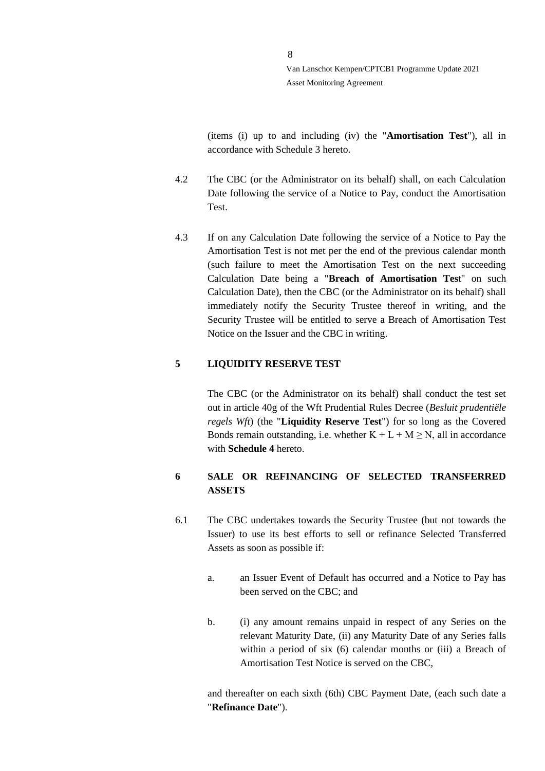(items (i) up to and including (iv) the "**Amortisation Test**"), all in accordance with Schedule 3 hereto.

4.2 The CBC (or the Administrator on its behalf) shall, on each Calculation Date following the service of a Notice to Pay, conduct the Amortisation Test.

4.3 If on any Calculation Date following the service of a Notice to Pay the Amortisation Test is not met per the end of the previous calendar month (such failure to meet the Amortisation Test on the next succeeding Calculation Date being a "**Breach of Amortisation Tes**t" on such Calculation Date), then the CBC (or the Administrator on its behalf) shall immediately notify the Security Trustee thereof in writing, and the Security Trustee will be entitled to serve a Breach of Amortisation Test Notice on the Issuer and the CBC in writing.

## 5 LIQUIDITY RESERVE TEST

The CBC (or the Administrator on its behalf) shall conduct the test set out in article 40g of the Wft Prudential Rules Decree (*Besluit prudentiële regels Wft*) (the "**Liquidity Reserve Test**") for so long as the Covered Bonds remain outstanding, i.e. whether $K + L + M \geq N$, all in accordance with **Schedule 4** hereto.

## 6 SALE OR REFINANCING OF SELECTED TRANSFERRED ASSETS

6.1 The CBC undertakes towards the Security Trustee (but not towards the Issuer) to use its best efforts to sell or refinance Selected Transferred Assets as soon as possible if:

a. an Issuer Event of Default has occurred and a Notice to Pay has been served on the CBC; and

b. (i) any amount remains unpaid in respect of any Series on the relevant Maturity Date, (ii) any Maturity Date of any Series falls within a period of six (6) calendar months or (iii) a Breach of Amortisation Test Notice is served on the CBC,

and thereafter on each sixth (6th) CBC Payment Date, (each such date a "**Refinance Date**").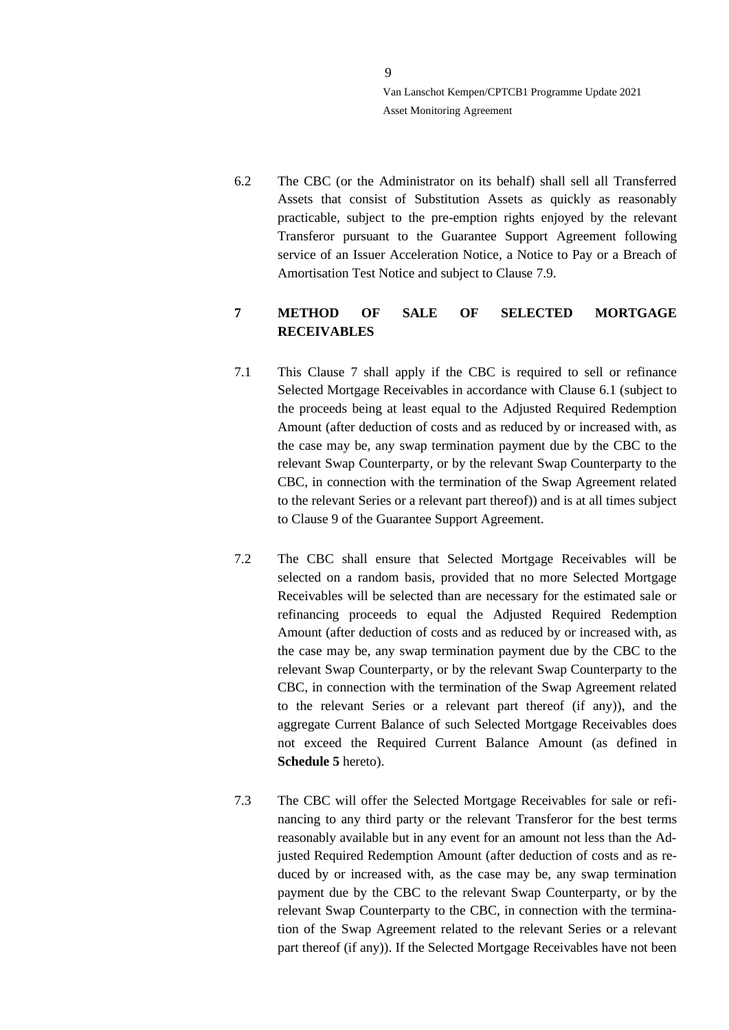6.2 The CBC (or the Administrator on its behalf) shall sell all Transferred Assets that consist of Substitution Assets as quickly as reasonably practicable, subject to the pre-emption rights enjoyed by the relevant Transferor pursuant to the Guarantee Support Agreement following service of an Issuer Acceleration Notice, a Notice to Pay or a Breach of Amortisation Test Notice and subject to Clause 7.9.

## 7 METHOD OF SALE OF SELECTED MORTGAGE RECEIVABLES

7.1 This Clause 7 shall apply if the CBC is required to sell or refinance Selected Mortgage Receivables in accordance with Clause 6.1 (subject to the proceeds being at least equal to the Adjusted Required Redemption Amount (after deduction of costs and as reduced by or increased with, as the case may be, any swap termination payment due by the CBC to the relevant Swap Counterparty, or by the relevant Swap Counterparty to the CBC, in connection with the termination of the Swap Agreement related to the relevant Series or a relevant part thereof)) and is at all times subject to Clause 9 of the Guarantee Support Agreement.

7.2 The CBC shall ensure that Selected Mortgage Receivables will be selected on a random basis, provided that no more Selected Mortgage Receivables will be selected than are necessary for the estimated sale or refinancing proceeds to equal the Adjusted Required Redemption Amount (after deduction of costs and as reduced by or increased with, as the case may be, any swap termination payment due by the CBC to the relevant Swap Counterparty, or by the relevant Swap Counterparty to the CBC, in connection with the termination of the Swap Agreement related to the relevant Series or a relevant part thereof (if any)), and the aggregate Current Balance of such Selected Mortgage Receivables does not exceed the Required Current Balance Amount (as defined in **Schedule 5** hereto).

7.3 The CBC will offer the Selected Mortgage Receivables for sale or refinancing to any third party or the relevant Transferor for the best terms reasonably available but in any event for an amount not less than the Adjusted Required Redemption Amount (after deduction of costs and as reduced by or increased with, as the case may be, any swap termination payment due by the CBC to the relevant Swap Counterparty, or by the relevant Swap Counterparty to the CBC, in connection with the termination of the Swap Agreement related to the relevant Series or a relevant part thereof (if any)). If the Selected Mortgage Receivables have not been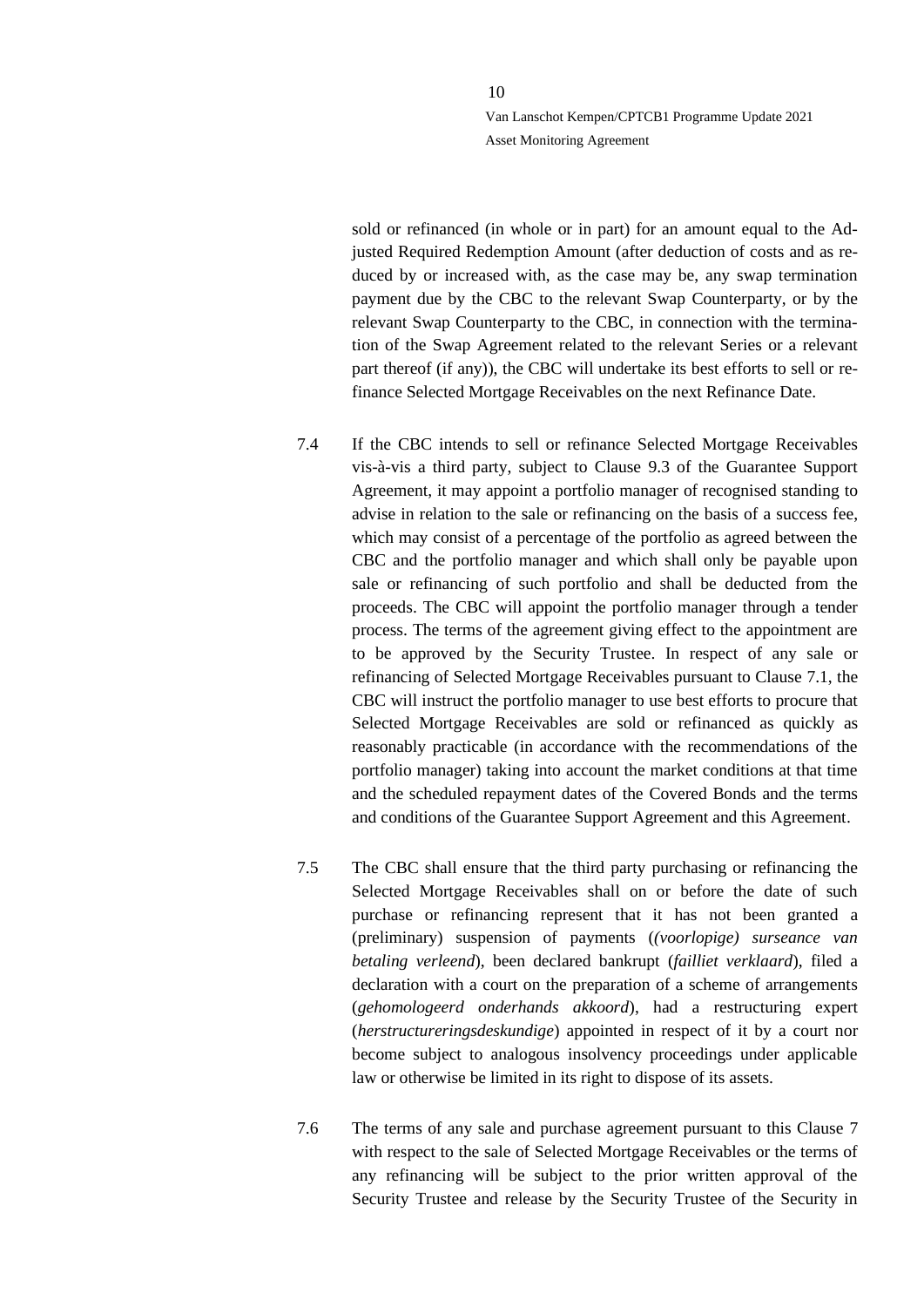sold or refinanced (in whole or in part) for an amount equal to the Adjusted Required Redemption Amount (after deduction of costs and as reduced by or increased with, as the case may be, any swap termination payment due by the CBC to the relevant Swap Counterparty, or by the relevant Swap Counterparty to the CBC, in connection with the termination of the Swap Agreement related to the relevant Series or a relevant part thereof (if any)), the CBC will undertake its best efforts to sell or refinance Selected Mortgage Receivables on the next Refinance Date.

7.4 If the CBC intends to sell or refinance Selected Mortgage Receivables vis-à-vis a third party, subject to Clause 9.3 of the Guarantee Support Agreement, it may appoint a portfolio manager of recognised standing to advise in relation to the sale or refinancing on the basis of a success fee, which may consist of a percentage of the portfolio as agreed between the CBC and the portfolio manager and which shall only be payable upon sale or refinancing of such portfolio and shall be deducted from the proceeds. The CBC will appoint the portfolio manager through a tender process. The terms of the agreement giving effect to the appointment are to be approved by the Security Trustee. In respect of any sale or refinancing of Selected Mortgage Receivables pursuant to Clause 7.1, the CBC will instruct the portfolio manager to use best efforts to procure that Selected Mortgage Receivables are sold or refinanced as quickly as reasonably practicable (in accordance with the recommendations of the portfolio manager) taking into account the market conditions at that time and the scheduled repayment dates of the Covered Bonds and the terms and conditions of the Guarantee Support Agreement and this Agreement.

7.5 The CBC shall ensure that the third party purchasing or refinancing the Selected Mortgage Receivables shall on or before the date of such purchase or refinancing represent that it has not been granted a (preliminary) suspension of payments (*(voorlopige) surseance van betaling verleend*), been declared bankrupt (*failliet verklaard*), filed a declaration with a court on the preparation of a scheme of arrangements (*gehomologeerd onderhands akkoord*), had a restructuring expert (*herstructureringsdeskundige*) appointed in respect of it by a court nor become subject to analogous insolvency proceedings under applicable law or otherwise be limited in its right to dispose of its assets.

7.6 The terms of any sale and purchase agreement pursuant to this Clause 7 with respect to the sale of Selected Mortgage Receivables or the terms of any refinancing will be subject to the prior written approval of the Security Trustee and release by the Security Trustee of the Security in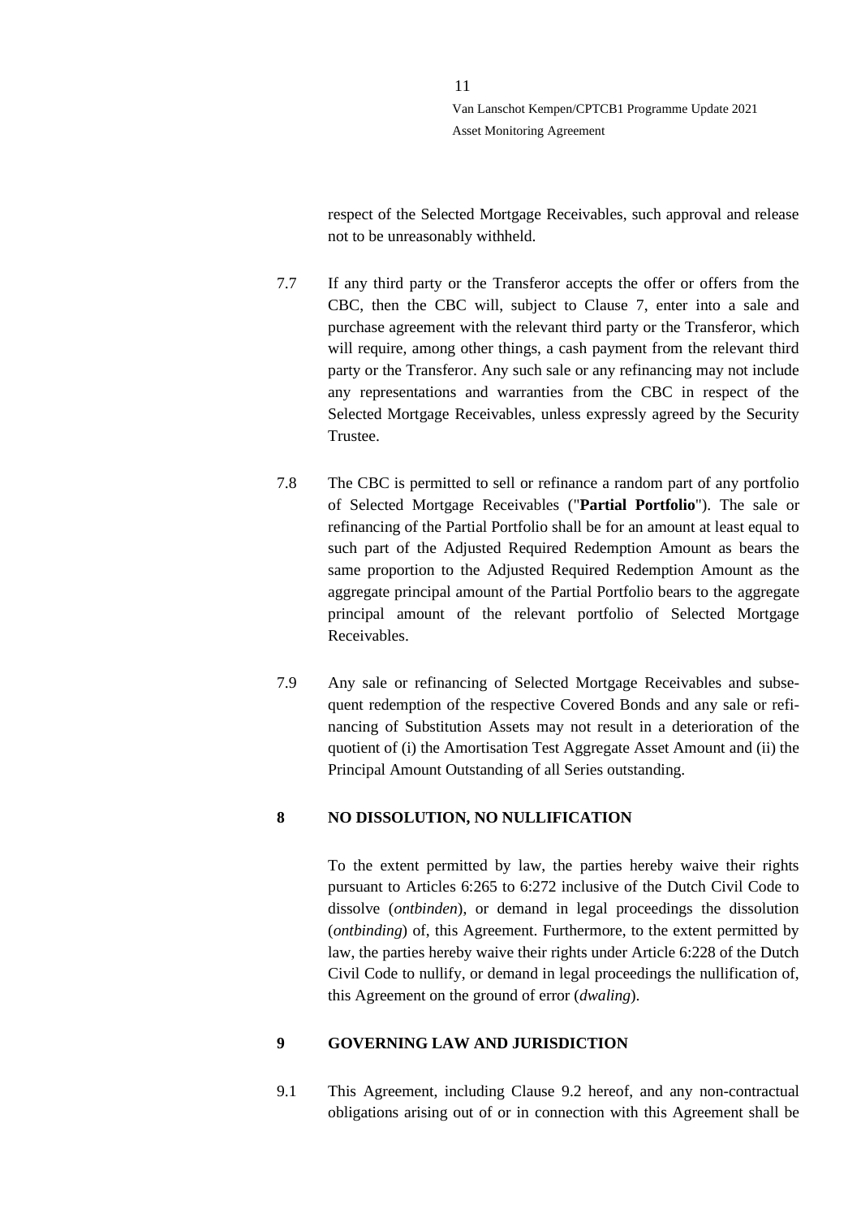respect of the Selected Mortgage Receivables, such approval and release not to be unreasonably withheld.

7.7 If any third party or the Transferor accepts the offer or offers from the CBC, then the CBC will, subject to Clause 7, enter into a sale and purchase agreement with the relevant third party or the Transferor, which will require, among other things, a cash payment from the relevant third party or the Transferor. Any such sale or any refinancing may not include any representations and warranties from the CBC in respect of the Selected Mortgage Receivables, unless expressly agreed by the Security Trustee.

7.8 The CBC is permitted to sell or refinance a random part of any portfolio of Selected Mortgage Receivables ("**Partial Portfolio**"). The sale or refinancing of the Partial Portfolio shall be for an amount at least equal to such part of the Adjusted Required Redemption Amount as bears the same proportion to the Adjusted Required Redemption Amount as the aggregate principal amount of the Partial Portfolio bears to the aggregate principal amount of the relevant portfolio of Selected Mortgage Receivables.

7.9 Any sale or refinancing of Selected Mortgage Receivables and subsequent redemption of the respective Covered Bonds and any sale or refinancing of Substitution Assets may not result in a deterioration of the quotient of (i) the Amortisation Test Aggregate Asset Amount and (ii) the Principal Amount Outstanding of all Series outstanding.

## 8 NO DISSOLUTION, NO NULLIFICATION

To the extent permitted by law, the parties hereby waive their rights pursuant to Articles 6:265 to 6:272 inclusive of the Dutch Civil Code to dissolve (*ontbinden*), or demand in legal proceedings the dissolution (*ontbinding*) of, this Agreement. Furthermore, to the extent permitted by law, the parties hereby waive their rights under Article 6:228 of the Dutch Civil Code to nullify, or demand in legal proceedings the nullification of, this Agreement on the ground of error (*dwaling*).

## 9 GOVERNING LAW AND JURISDICTION

9.1 This Agreement, including Clause 9.2 hereof, and any non-contractual obligations arising out of or in connection with this Agreement shall be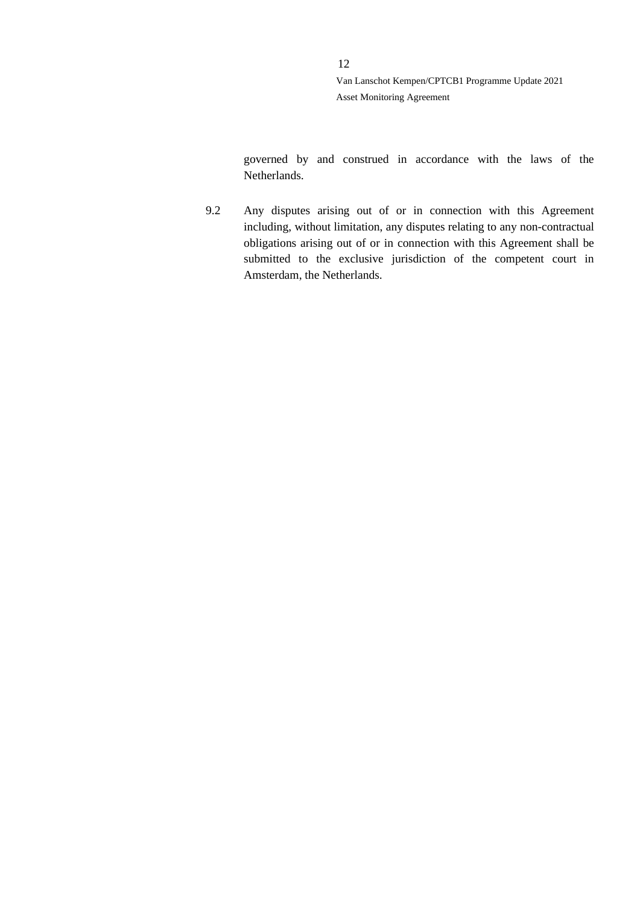governed by and construed in accordance with the laws of the Netherlands.

9.2 Any disputes arising out of or in connection with this Agreement including, without limitation, any disputes relating to any non-contractual obligations arising out of or in connection with this Agreement shall be submitted to the exclusive jurisdiction of the competent court in Amsterdam, the Netherlands.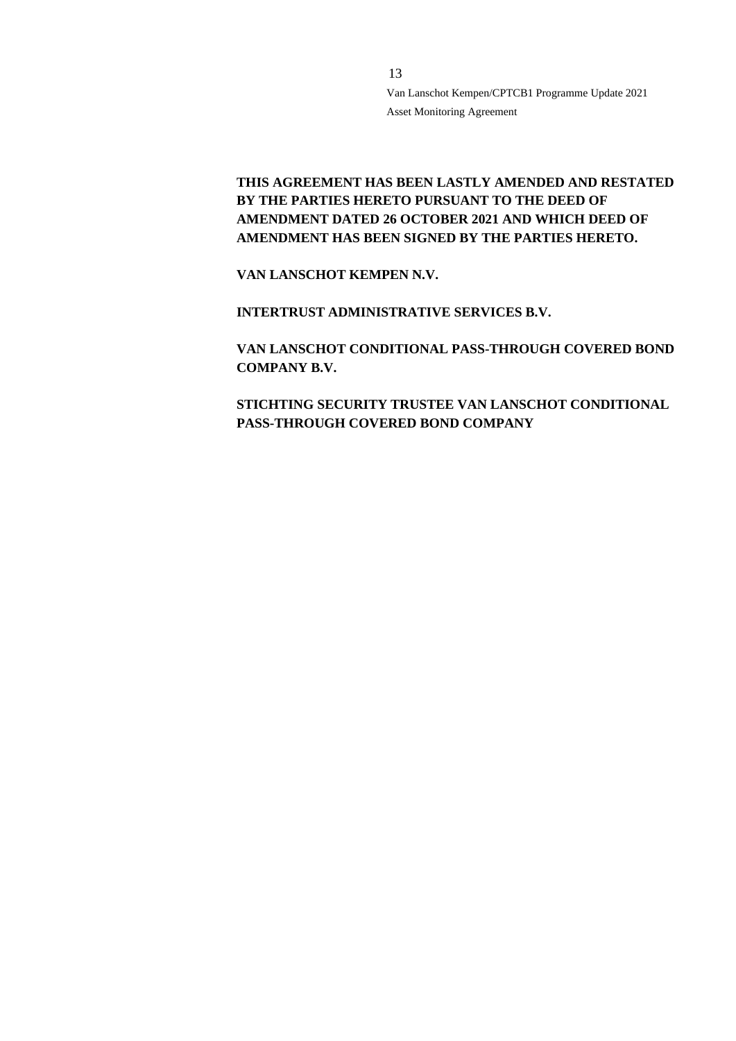**THIS AGREEMENT HAS BEEN LASTLY AMENDED AND RESTATED BY THE PARTIES HERETO PURSUANT TO THE DEED OF AMENDMENT DATED 26 OCTOBER 2021 AND WHICH DEED OF AMENDMENT HAS BEEN SIGNED BY THE PARTIES HERETO.**

**VAN LANSCHOT KEMPEN N.V.**

**INTERTRUST ADMINISTRATIVE SERVICES B.V.**

**VAN LANSCHOT CONDITIONAL PASS-THROUGH COVERED BOND COMPANY B.V.**

**STICHTING SECURITY TRUSTEE VAN LANSCHOT CONDITIONAL PASS-THROUGH COVERED BOND COMPANY**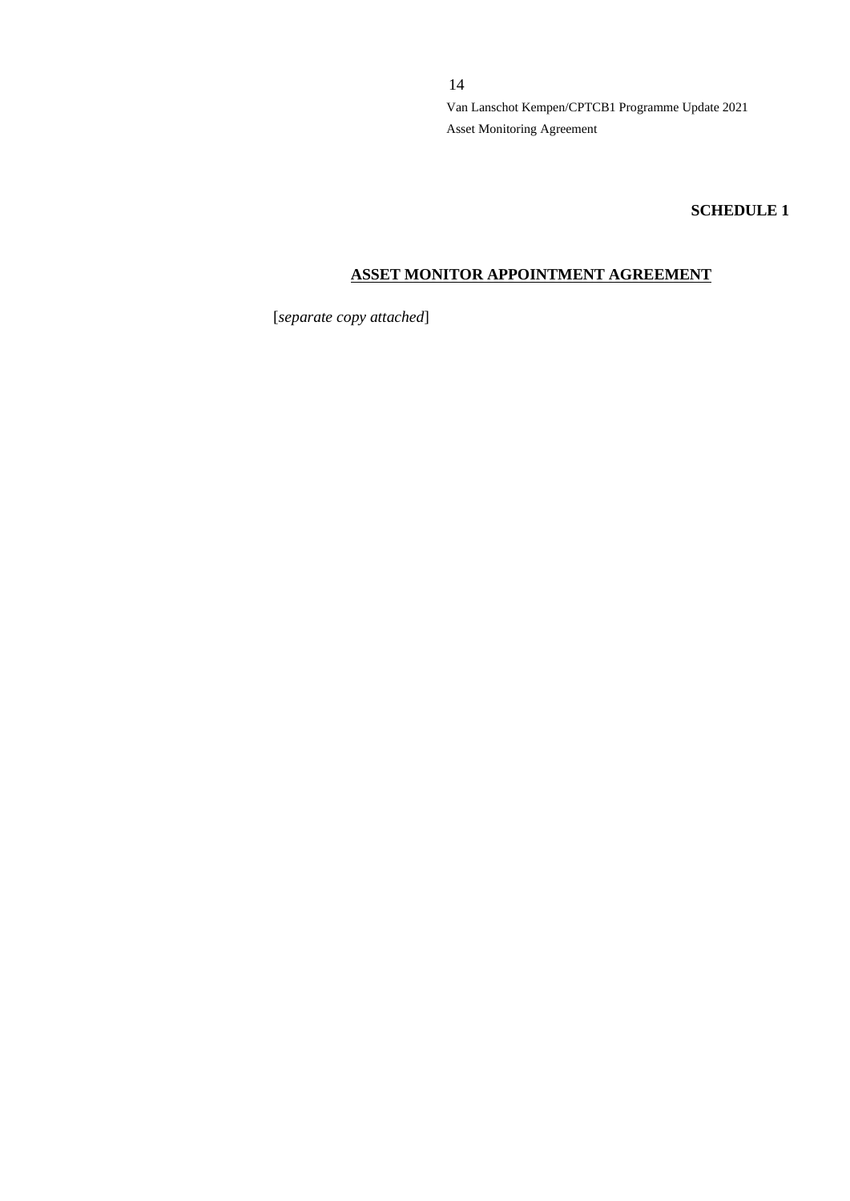**SCHEDULE 1**

## ASSET MONITOR APPOINTMENT AGREEMENT

[*separate copy attached*]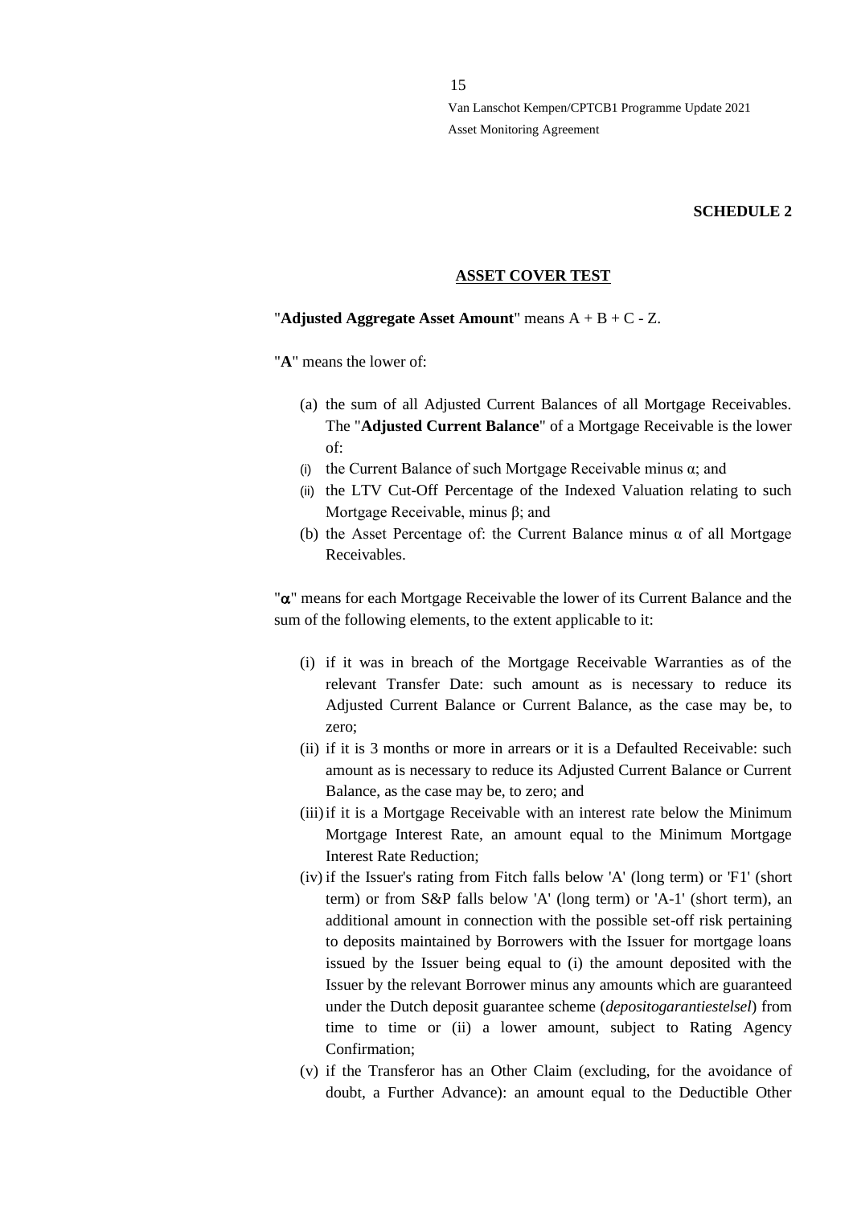**SCHEDULE 2**

**ASSET COVER TEST**

"**Adjusted Aggregate Asset Amount**" means A + B + C - Z.

"**A**" means the lower of:

(a) the sum of all Adjusted Current Balances of all Mortgage Receivables. The "**Adjusted Current Balance**" of a Mortgage Receivable is the lower of:

(i) the Current Balance of such Mortgage Receivable minus $\alpha$; and

(ii) the LTV Cut-Off Percentage of the Indexed Valuation relating to such Mortgage Receivable, minus $\beta$; and

(b) the Asset Percentage of: the Current Balance minus $\alpha$ of all Mortgage Receivables.

"$\alpha$" means for each Mortgage Receivable the lower of its Current Balance and the sum of the following elements, to the extent applicable to it:

(i) if it was in breach of the Mortgage Receivable Warranties as of the relevant Transfer Date: such amount as is necessary to reduce its Adjusted Current Balance or Current Balance, as the case may be, to zero;

(ii) if it is 3 months or more in arrears or it is a Defaulted Receivable: such amount as is necessary to reduce its Adjusted Current Balance or Current Balance, as the case may be, to zero; and

(iii) if it is a Mortgage Receivable with an interest rate below the Minimum Mortgage Interest Rate, an amount equal to the Minimum Mortgage Interest Rate Reduction;

(iv) if the Issuer's rating from Fitch falls below 'A' (long term) or 'F1' (short term) or from S&P falls below 'A' (long term) or 'A-1' (short term), an additional amount in connection with the possible set-off risk pertaining to deposits maintained by Borrowers with the Issuer for mortgage loans issued by the Issuer being equal to (i) the amount deposited with the Issuer by the relevant Borrower minus any amounts which are guaranteed under the Dutch deposit guarantee scheme (*depositogarantiestelsel*) from time to time or (ii) a lower amount, subject to Rating Agency Confirmation;

(v) if the Transferor has an Other Claim (excluding, for the avoidance of doubt, a Further Advance): an amount equal to the Deductible Other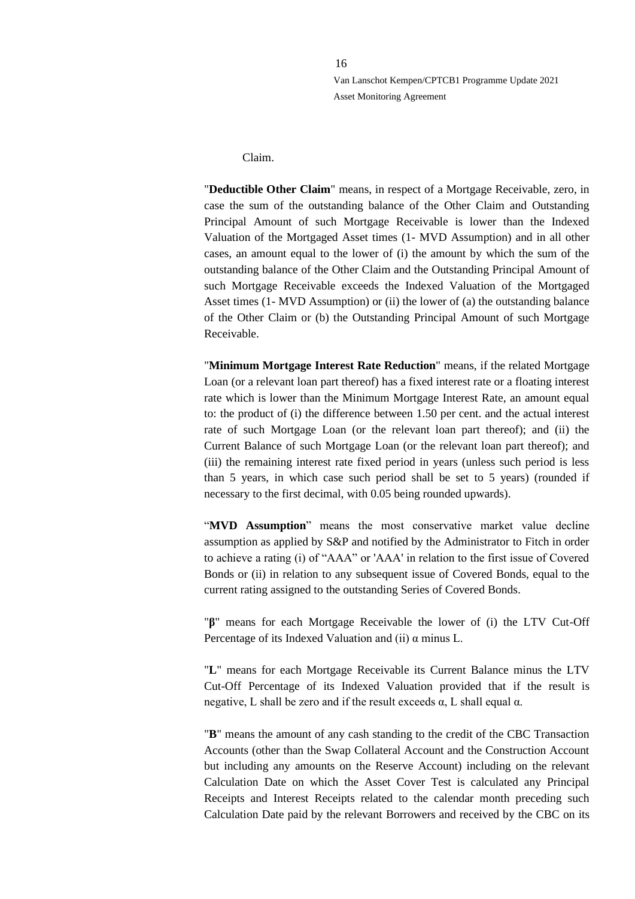Claim.

"**Deductible Other Claim**" means, in respect of a Mortgage Receivable, zero, in case the sum of the outstanding balance of the Other Claim and Outstanding Principal Amount of such Mortgage Receivable is lower than the Indexed Valuation of the Mortgaged Asset times (1- MVD Assumption) and in all other cases, an amount equal to the lower of (i) the amount by which the sum of the outstanding balance of the Other Claim and the Outstanding Principal Amount of such Mortgage Receivable exceeds the Indexed Valuation of the Mortgaged Asset times (1- MVD Assumption) or (ii) the lower of (a) the outstanding balance of the Other Claim or (b) the Outstanding Principal Amount of such Mortgage Receivable.

"**Minimum Mortgage Interest Rate Reduction**" means, if the related Mortgage Loan (or a relevant loan part thereof) has a fixed interest rate or a floating interest rate which is lower than the Minimum Mortgage Interest Rate, an amount equal to: the product of (i) the difference between 1.50 per cent. and the actual interest rate of such Mortgage Loan (or the relevant loan part thereof); and (ii) the Current Balance of such Mortgage Loan (or the relevant loan part thereof); and (iii) the remaining interest rate fixed period in years (unless such period is less than 5 years, in which case such period shall be set to 5 years) (rounded if necessary to the first decimal, with 0.05 being rounded upwards).

"**MVD Assumption**" means the most conservative market value decline assumption as applied by S&P and notified by the Administrator to Fitch in order to achieve a rating (i) of "AAA" or 'AAA' in relation to the first issue of Covered Bonds or (ii) in relation to any subsequent issue of Covered Bonds, equal to the current rating assigned to the outstanding Series of Covered Bonds.

"**β**" means for each Mortgage Receivable the lower of (i) the LTV Cut-Off Percentage of its Indexed Valuation and (ii) $\alpha$ minus L.

"**L**" means for each Mortgage Receivable its Current Balance minus the LTV Cut-Off Percentage of its Indexed Valuation provided that if the result is negative, L shall be zero and if the result exceeds $\alpha$, L shall equal $\alpha$.

"**B**" means the amount of any cash standing to the credit of the CBC Transaction Accounts (other than the Swap Collateral Account and the Construction Account but including any amounts on the Reserve Account) including on the relevant Calculation Date on which the Asset Cover Test is calculated any Principal Receipts and Interest Receipts related to the calendar month preceding such Calculation Date paid by the relevant Borrowers and received by the CBC on its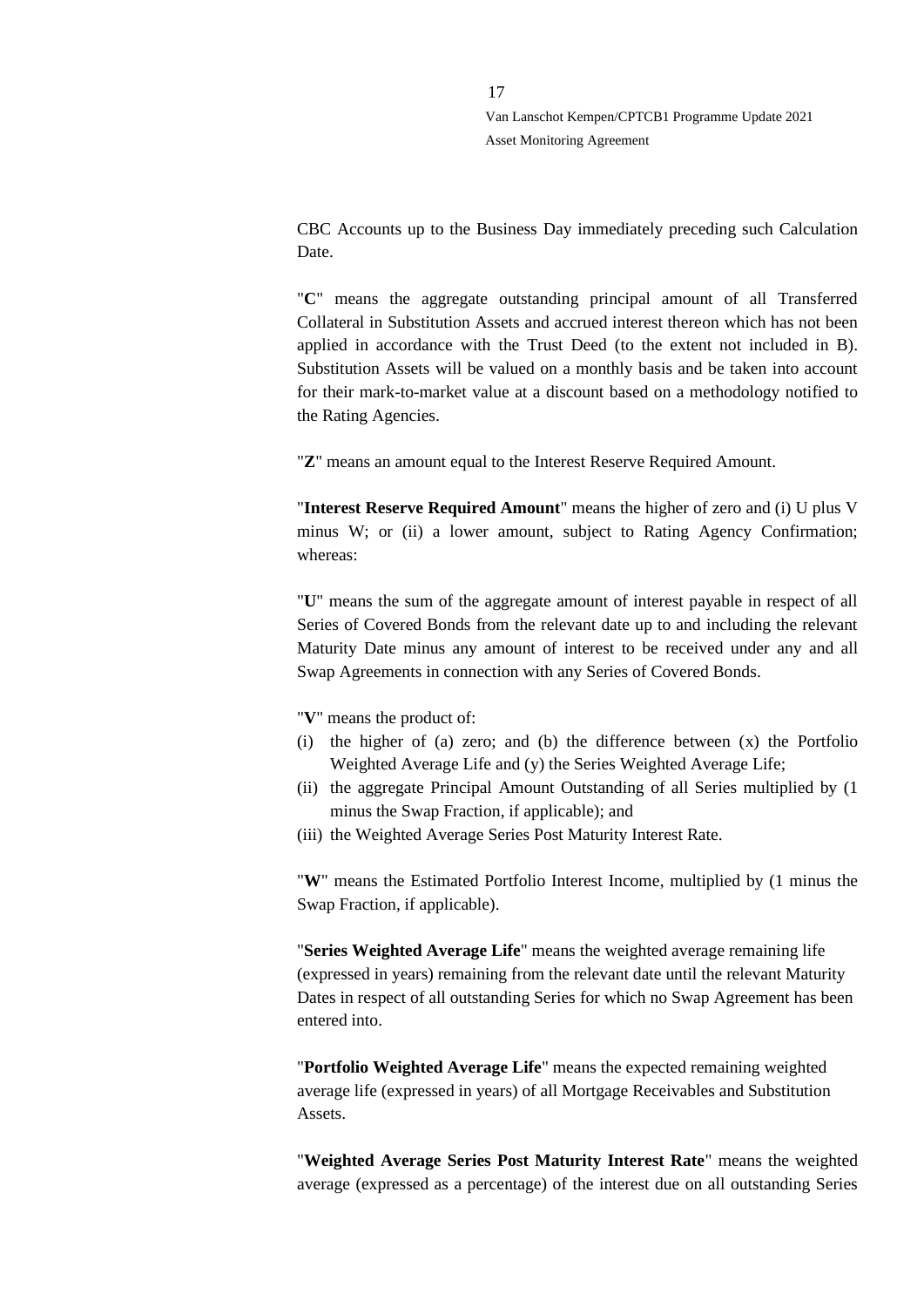CBC Accounts up to the Business Day immediately preceding such Calculation Date.

"**C**" means the aggregate outstanding principal amount of all Transferred Collateral in Substitution Assets and accrued interest thereon which has not been applied in accordance with the Trust Deed (to the extent not included in B). Substitution Assets will be valued on a monthly basis and be taken into account for their mark-to-market value at a discount based on a methodology notified to the Rating Agencies.

"**Z**" means an amount equal to the Interest Reserve Required Amount.

"**Interest Reserve Required Amount**" means the higher of zero and (i) U plus V minus W; or (ii) a lower amount, subject to Rating Agency Confirmation; whereas:

"**U**" means the sum of the aggregate amount of interest payable in respect of all Series of Covered Bonds from the relevant date up to and including the relevant Maturity Date minus any amount of interest to be received under any and all Swap Agreements in connection with any Series of Covered Bonds.

"**V**" means the product of:

(i) the higher of (a) zero; and (b) the difference between (x) the Portfolio Weighted Average Life and (y) the Series Weighted Average Life;
(ii) the aggregate Principal Amount Outstanding of all Series multiplied by (1 minus the Swap Fraction, if applicable); and
(iii) the Weighted Average Series Post Maturity Interest Rate.

"**W**" means the Estimated Portfolio Interest Income, multiplied by (1 minus the Swap Fraction, if applicable).

"**Series Weighted Average Life**" means the weighted average remaining life (expressed in years) remaining from the relevant date until the relevant Maturity Dates in respect of all outstanding Series for which no Swap Agreement has been entered into.

"**Portfolio Weighted Average Life**" means the expected remaining weighted average life (expressed in years) of all Mortgage Receivables and Substitution Assets.

"**Weighted Average Series Post Maturity Interest Rate**" means the weighted average (expressed as a percentage) of the interest due on all outstanding Series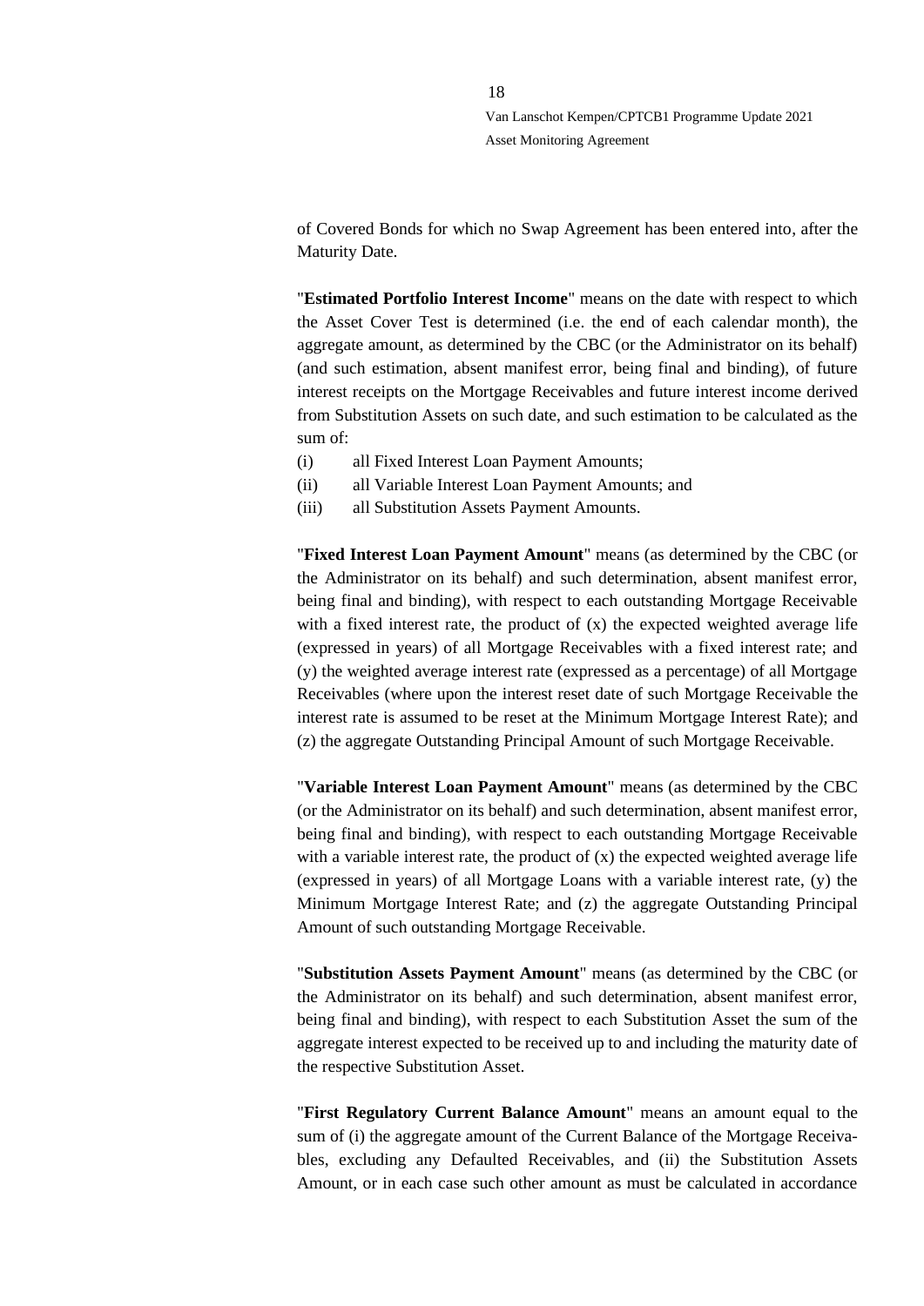of Covered Bonds for which no Swap Agreement has been entered into, after the Maturity Date.

"**Estimated Portfolio Interest Income**" means on the date with respect to which the Asset Cover Test is determined (i.e. the end of each calendar month), the aggregate amount, as determined by the CBC (or the Administrator on its behalf) (and such estimation, absent manifest error, being final and binding), of future interest receipts on the Mortgage Receivables and future interest income derived from Substitution Assets on such date, and such estimation to be calculated as the sum of:

(i) all Fixed Interest Loan Payment Amounts;

(ii) all Variable Interest Loan Payment Amounts; and

(iii) all Substitution Assets Payment Amounts.

"**Fixed Interest Loan Payment Amount**" means (as determined by the CBC (or the Administrator on its behalf) and such determination, absent manifest error, being final and binding), with respect to each outstanding Mortgage Receivable with a fixed interest rate, the product of (x) the expected weighted average life (expressed in years) of all Mortgage Receivables with a fixed interest rate; and (y) the weighted average interest rate (expressed as a percentage) of all Mortgage Receivables (where upon the interest reset date of such Mortgage Receivable the interest rate is assumed to be reset at the Minimum Mortgage Interest Rate); and (z) the aggregate Outstanding Principal Amount of such Mortgage Receivable.

"**Variable Interest Loan Payment Amount**" means (as determined by the CBC (or the Administrator on its behalf) and such determination, absent manifest error, being final and binding), with respect to each outstanding Mortgage Receivable with a variable interest rate, the product of (x) the expected weighted average life (expressed in years) of all Mortgage Loans with a variable interest rate, (y) the Minimum Mortgage Interest Rate; and (z) the aggregate Outstanding Principal Amount of such outstanding Mortgage Receivable.

"**Substitution Assets Payment Amount**" means (as determined by the CBC (or the Administrator on its behalf) and such determination, absent manifest error, being final and binding), with respect to each Substitution Asset the sum of the aggregate interest expected to be received up to and including the maturity date of the respective Substitution Asset.

"**First Regulatory Current Balance Amount**" means an amount equal to the sum of (i) the aggregate amount of the Current Balance of the Mortgage Receivables, excluding any Defaulted Receivables, and (ii) the Substitution Assets Amount, or in each case such other amount as must be calculated in accordance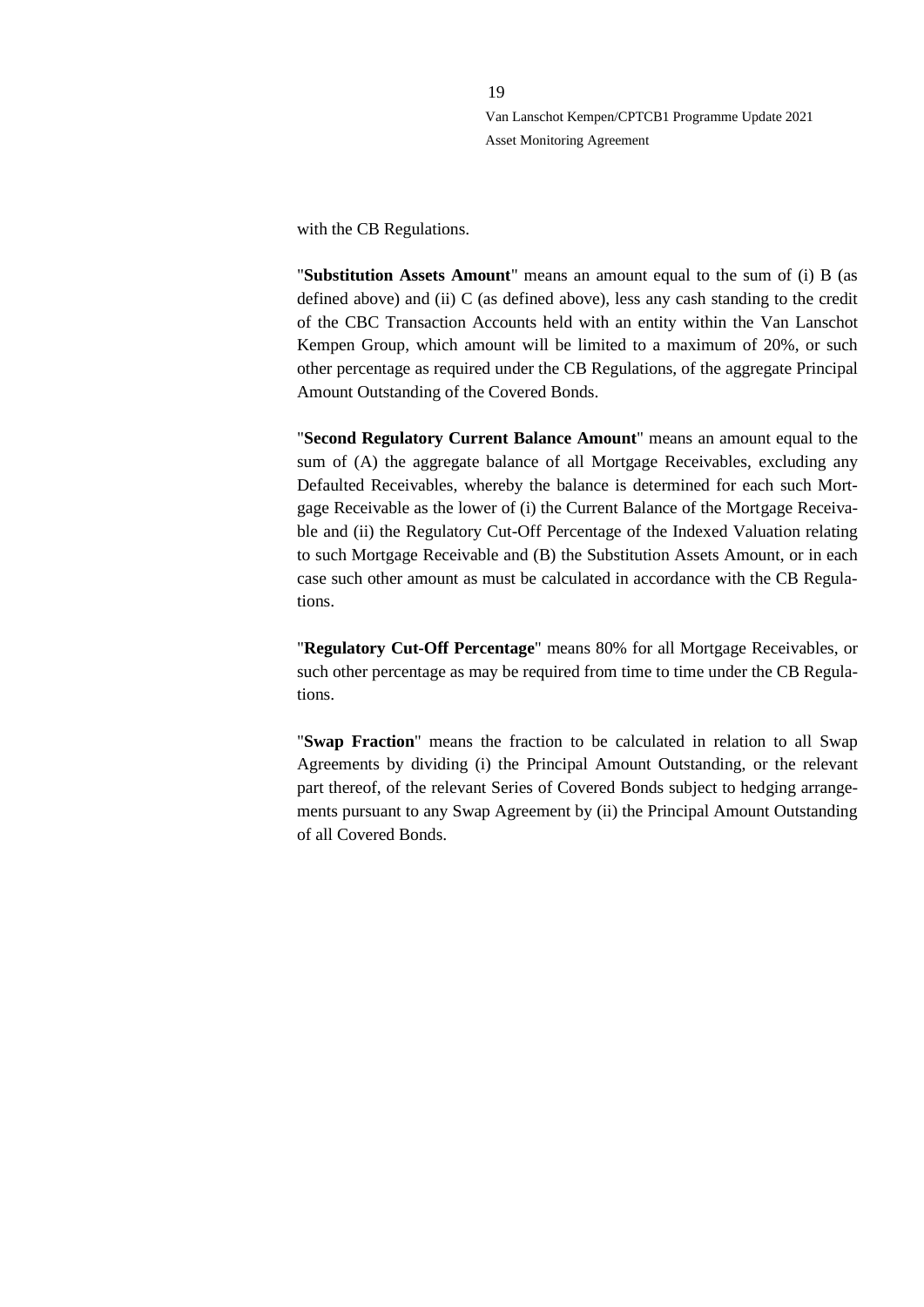with the CB Regulations.

"**Substitution Assets Amount**" means an amount equal to the sum of (i) B (as defined above) and (ii) C (as defined above), less any cash standing to the credit of the CBC Transaction Accounts held with an entity within the Van Lanschot Kempen Group, which amount will be limited to a maximum of 20%, or such other percentage as required under the CB Regulations, of the aggregate Principal Amount Outstanding of the Covered Bonds.

"**Second Regulatory Current Balance Amount**" means an amount equal to the sum of (A) the aggregate balance of all Mortgage Receivables, excluding any Defaulted Receivables, whereby the balance is determined for each such Mortgage Receivable as the lower of (i) the Current Balance of the Mortgage Receivable and (ii) the Regulatory Cut-Off Percentage of the Indexed Valuation relating to such Mortgage Receivable and (B) the Substitution Assets Amount, or in each case such other amount as must be calculated in accordance with the CB Regulations.

"**Regulatory Cut-Off Percentage**" means 80% for all Mortgage Receivables, or such other percentage as may be required from time to time under the CB Regulations.

"**Swap Fraction**" means the fraction to be calculated in relation to all Swap Agreements by dividing (i) the Principal Amount Outstanding, or the relevant part thereof, of the relevant Series of Covered Bonds subject to hedging arrangements pursuant to any Swap Agreement by (ii) the Principal Amount Outstanding of all Covered Bonds.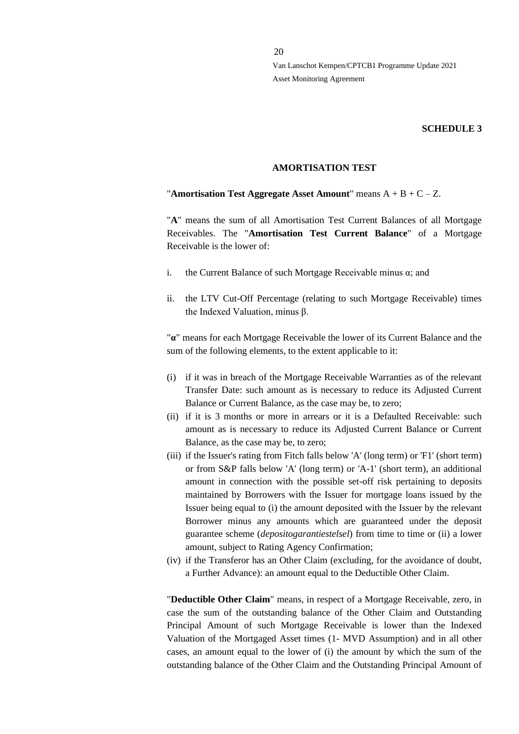**SCHEDULE 3**

**AMORTISATION TEST**

"**Amortisation Test Aggregate Asset Amount**" means $A + B + C – Z$.

"**A**" means the sum of all Amortisation Test Current Balances of all Mortgage Receivables. The "**Amortisation Test Current Balance**" of a Mortgage Receivable is the lower of:

i. the Current Balance of such Mortgage Receivable minus $\alpha$; and

ii. the LTV Cut-Off Percentage (relating to such Mortgage Receivable) times the Indexed Valuation, minus $\beta$.

"**$\alpha$**" means for each Mortgage Receivable the lower of its Current Balance and the sum of the following elements, to the extent applicable to it:

(i) if it was in breach of the Mortgage Receivable Warranties as of the relevant Transfer Date: such amount as is necessary to reduce its Adjusted Current Balance or Current Balance, as the case may be, to zero;

(ii) if it is 3 months or more in arrears or it is a Defaulted Receivable: such amount as is necessary to reduce its Adjusted Current Balance or Current Balance, as the case may be, to zero;

(iii) if the Issuer's rating from Fitch falls below 'A' (long term) or 'F1' (short term) or from S&P falls below 'A' (long term) or 'A-1' (short term), an additional amount in connection with the possible set-off risk pertaining to deposits maintained by Borrowers with the Issuer for mortgage loans issued by the Issuer being equal to (i) the amount deposited with the Issuer by the relevant Borrower minus any amounts which are guaranteed under the deposit guarantee scheme (*depositogarantiestelsel*) from time to time or (ii) a lower amount, subject to Rating Agency Confirmation;

(iv) if the Transferor has an Other Claim (excluding, for the avoidance of doubt, a Further Advance): an amount equal to the Deductible Other Claim.

"**Deductible Other Claim**" means, in respect of a Mortgage Receivable, zero, in case the sum of the outstanding balance of the Other Claim and Outstanding Principal Amount of such Mortgage Receivable is lower than the Indexed Valuation of the Mortgaged Asset times (1- MVD Assumption) and in all other cases, an amount equal to the lower of (i) the amount by which the sum of the outstanding balance of the Other Claim and the Outstanding Principal Amount of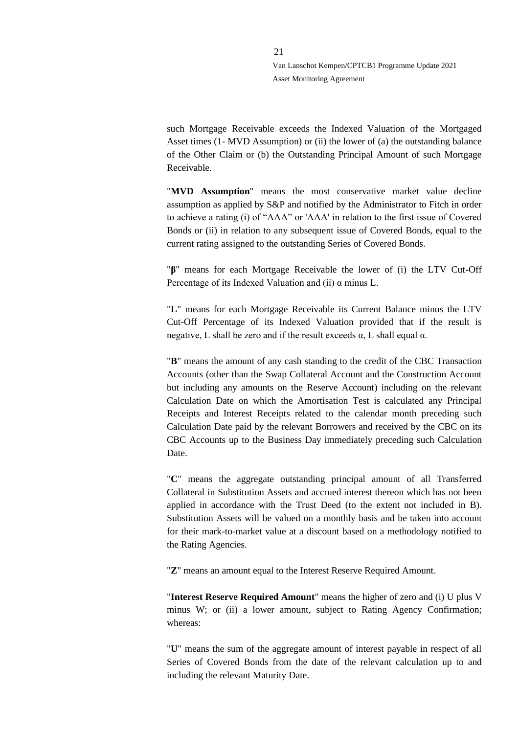such Mortgage Receivable exceeds the Indexed Valuation of the Mortgaged Asset times (1- MVD Assumption) or (ii) the lower of (a) the outstanding balance of the Other Claim or (b) the Outstanding Principal Amount of such Mortgage Receivable.

"**MVD Assumption**" means the most conservative market value decline assumption as applied by S&P and notified by the Administrator to Fitch in order to achieve a rating (i) of "AAA" or 'AAA' in relation to the first issue of Covered Bonds or (ii) in relation to any subsequent issue of Covered Bonds, equal to the current rating assigned to the outstanding Series of Covered Bonds.

"**β**" means for each Mortgage Receivable the lower of (i) the LTV Cut-Off Percentage of its Indexed Valuation and (ii) $\alpha$ minus L.

"**L**" means for each Mortgage Receivable its Current Balance minus the LTV Cut-Off Percentage of its Indexed Valuation provided that if the result is negative, L shall be zero and if the result exceeds $\alpha$, L shall equal $\alpha$.

"**B**" means the amount of any cash standing to the credit of the CBC Transaction Accounts (other than the Swap Collateral Account and the Construction Account but including any amounts on the Reserve Account) including on the relevant Calculation Date on which the Amortisation Test is calculated any Principal Receipts and Interest Receipts related to the calendar month preceding such Calculation Date paid by the relevant Borrowers and received by the CBC on its CBC Accounts up to the Business Day immediately preceding such Calculation Date.

"**C**" means the aggregate outstanding principal amount of all Transferred Collateral in Substitution Assets and accrued interest thereon which has not been applied in accordance with the Trust Deed (to the extent not included in B). Substitution Assets will be valued on a monthly basis and be taken into account for their mark-to-market value at a discount based on a methodology notified to the Rating Agencies.

"**Z**" means an amount equal to the Interest Reserve Required Amount.

"**Interest Reserve Required Amount**" means the higher of zero and (i) U plus V minus W; or (ii) a lower amount, subject to Rating Agency Confirmation; whereas:

"**U**" means the sum of the aggregate amount of interest payable in respect of all Series of Covered Bonds from the date of the relevant calculation up to and including the relevant Maturity Date.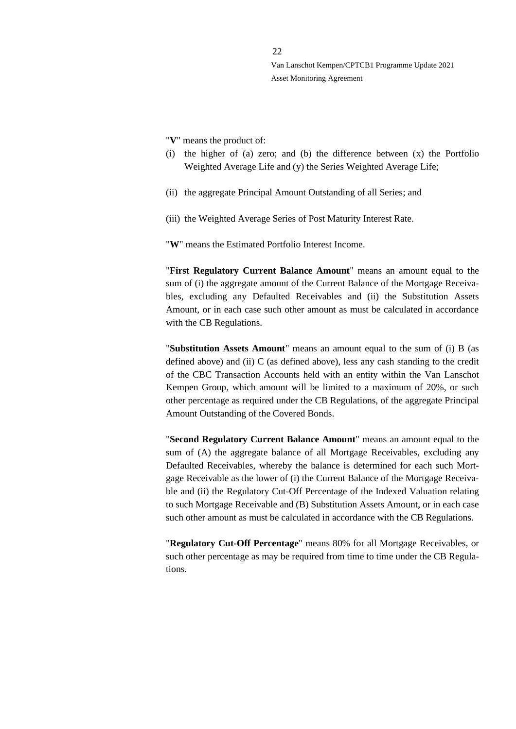"**V**" means the product of:

(i) the higher of (a) zero; and (b) the difference between (x) the Portfolio Weighted Average Life and (y) the Series Weighted Average Life;

(ii) the aggregate Principal Amount Outstanding of all Series; and

(iii) the Weighted Average Series of Post Maturity Interest Rate.

"**W**" means the Estimated Portfolio Interest Income.

"**First Regulatory Current Balance Amount**" means an amount equal to the sum of (i) the aggregate amount of the Current Balance of the Mortgage Receivables, excluding any Defaulted Receivables and (ii) the Substitution Assets Amount, or in each case such other amount as must be calculated in accordance with the CB Regulations.

"**Substitution Assets Amount**" means an amount equal to the sum of (i) B (as defined above) and (ii) C (as defined above), less any cash standing to the credit of the CBC Transaction Accounts held with an entity within the Van Lanschot Kempen Group, which amount will be limited to a maximum of 20%, or such other percentage as required under the CB Regulations, of the aggregate Principal Amount Outstanding of the Covered Bonds.

"**Second Regulatory Current Balance Amount**" means an amount equal to the sum of (A) the aggregate balance of all Mortgage Receivables, excluding any Defaulted Receivables, whereby the balance is determined for each such Mortgage Receivable as the lower of (i) the Current Balance of the Mortgage Receivable and (ii) the Regulatory Cut-Off Percentage of the Indexed Valuation relating to such Mortgage Receivable and (B) Substitution Assets Amount, or in each case such other amount as must be calculated in accordance with the CB Regulations.

"**Regulatory Cut-Off Percentage**" means 80% for all Mortgage Receivables, or such other percentage as may be required from time to time under the CB Regulations.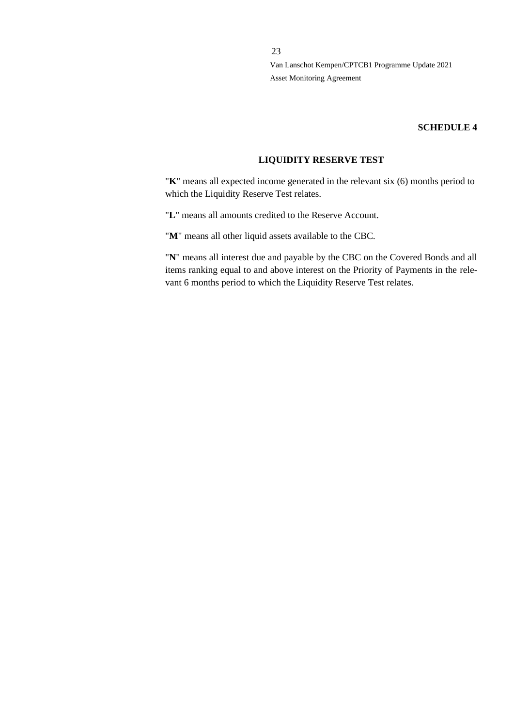**SCHEDULE 4**

**LIQUIDITY RESERVE TEST**

"**K**" means all expected income generated in the relevant six (6) months period to which the Liquidity Reserve Test relates.

"**L**" means all amounts credited to the Reserve Account.

"**M**" means all other liquid assets available to the CBC.

"**N**" means all interest due and payable by the CBC on the Covered Bonds and all items ranking equal to and above interest on the Priority of Payments in the relevant 6 months period to which the Liquidity Reserve Test relates.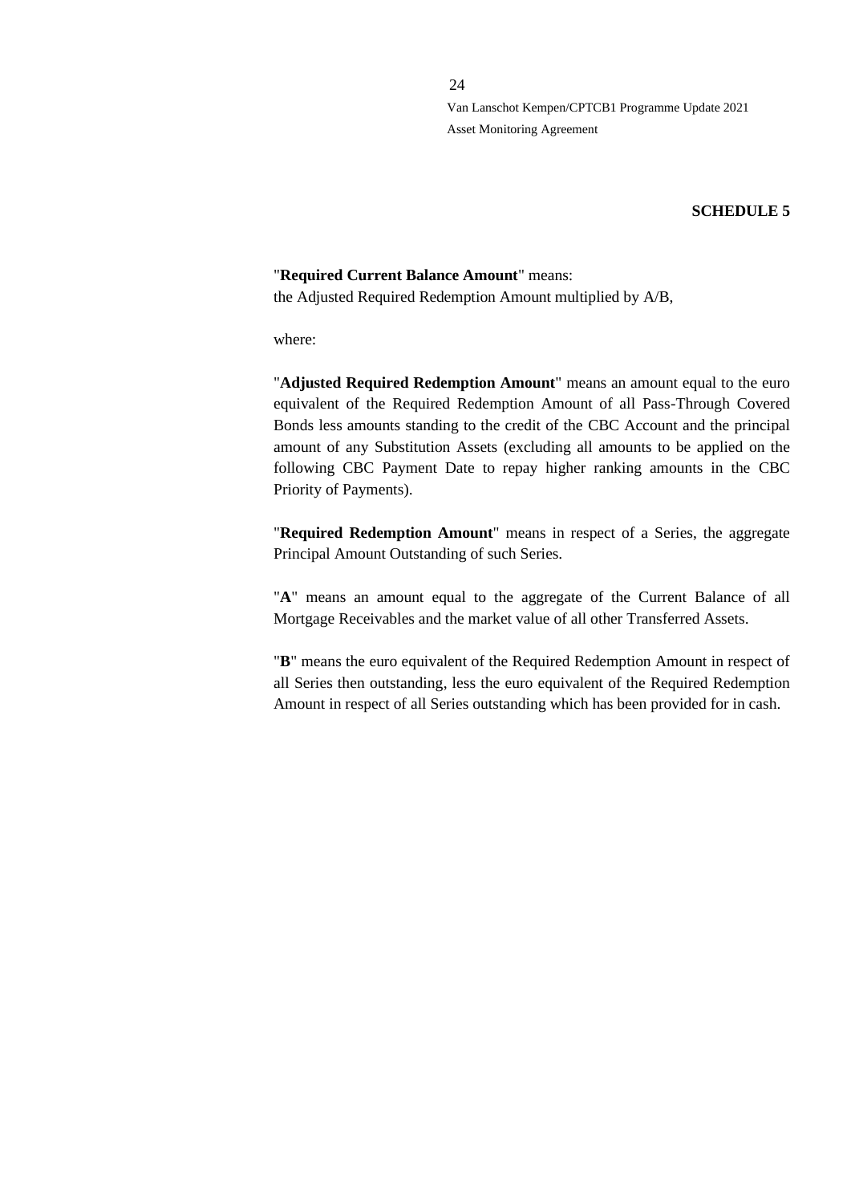**SCHEDULE 5**

"**Required Current Balance Amount**" means:
the Adjusted Required Redemption Amount multiplied by A/B,

where:

"**Adjusted Required Redemption Amount**" means an amount equal to the euro equivalent of the Required Redemption Amount of all Pass-Through Covered Bonds less amounts standing to the credit of the CBC Account and the principal amount of any Substitution Assets (excluding all amounts to be applied on the following CBC Payment Date to repay higher ranking amounts in the CBC Priority of Payments).

"**Required Redemption Amount**" means in respect of a Series, the aggregate Principal Amount Outstanding of such Series.

"**A**" means an amount equal to the aggregate of the Current Balance of all Mortgage Receivables and the market value of all other Transferred Assets.

"**B**" means the euro equivalent of the Required Redemption Amount in respect of all Series then outstanding, less the euro equivalent of the Required Redemption Amount in respect of all Series outstanding which has been provided for in cash.